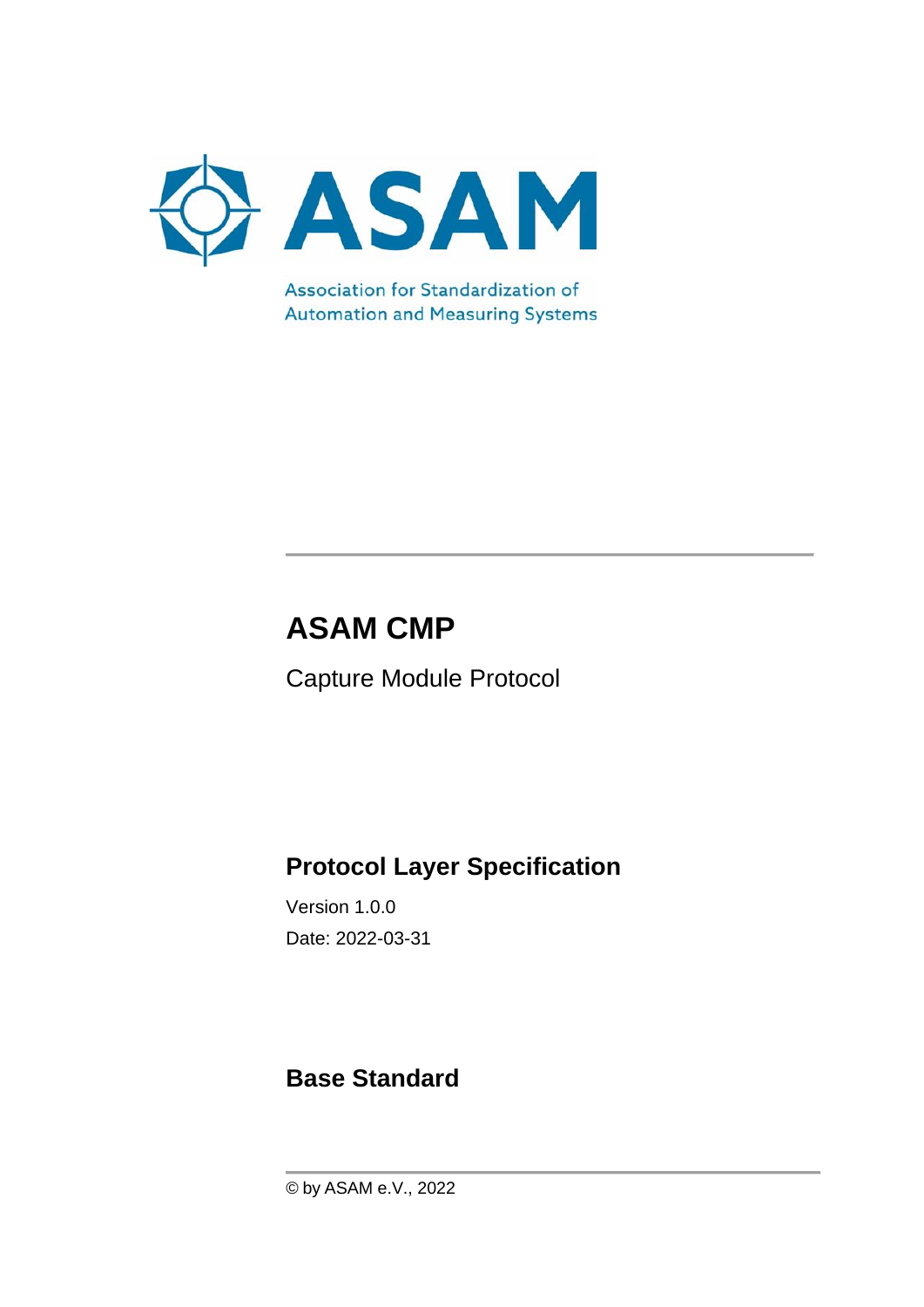ASAM

Association for Standardization of Automation and Measuring Systems

# ASAM CMP

Capture Module Protocol

## Protocol Layer Specification

Version 1.0.0

Date: 2022-03-31

## Base Standard

© by ASAM e.V., 2022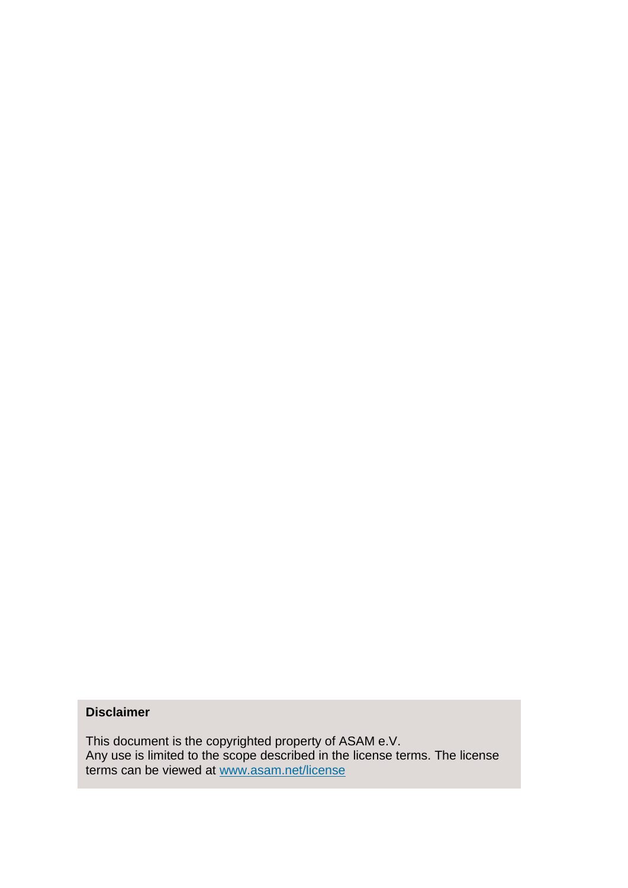**Disclaimer**

This document is the copyrighted property of ASAM e.V.
Any use is limited to the scope described in the license terms. The license terms can be viewed at [www.asam.net/license](www.asam.net/license)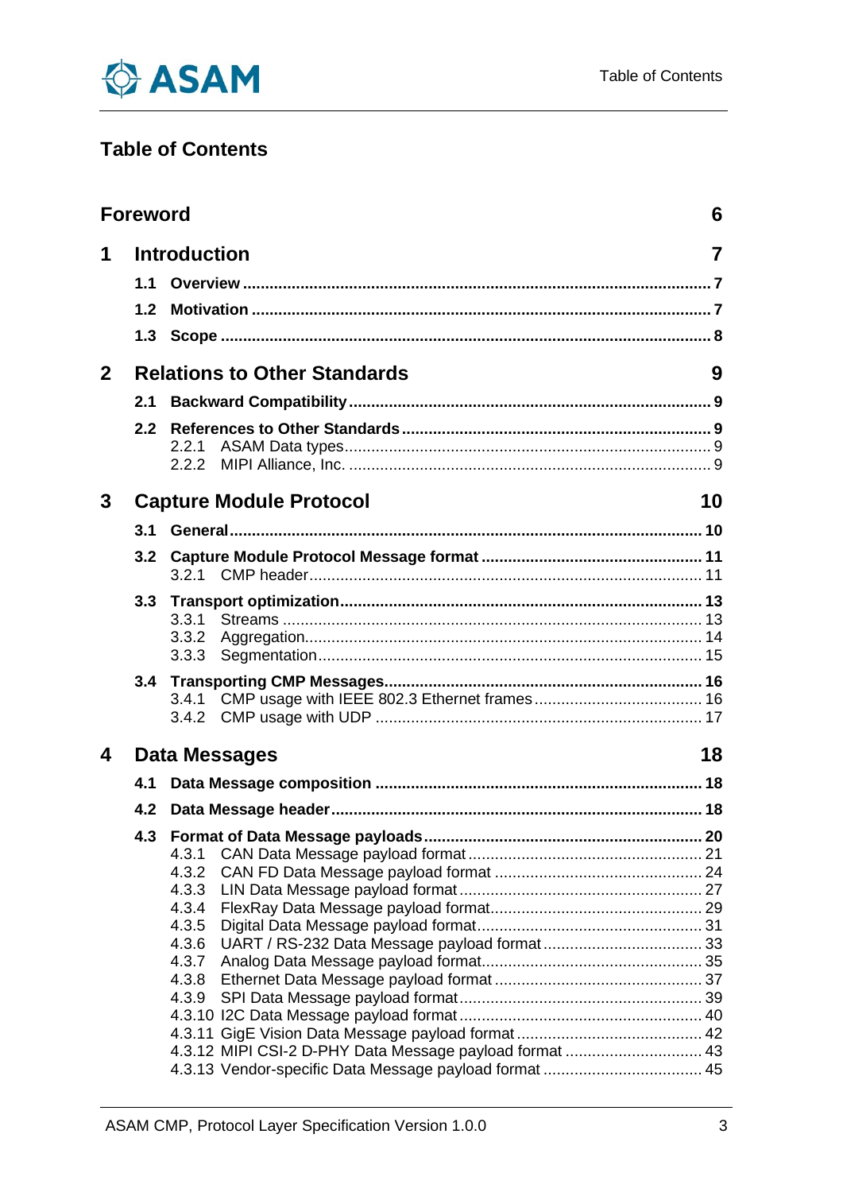# Table of Contents

**Foreword** 6

**1 Introduction** 7

- **1.1 Overview** 7
- **1.2 Motivation** 7
- **1.3 Scope** 8

**2 Relations to Other Standards** 9

- **2.1 Backward Compatibility** 9
- **2.2 References to Other Standards** 9
  - 2.2.1 ASAM Data types 9
  - 2.2.2 MIPI Alliance, Inc. 9

**3 Capture Module Protocol** 10

- **3.1 General** 10
- **3.2 Capture Module Protocol Message format** 11
  - 3.2.1 CMP header 11
- **3.3 Transport optimization** 13
  - 3.3.1 Streams 13
  - 3.3.2 Aggregation 14
  - 3.3.3 Segmentation 15
- **3.4 Transporting CMP Messages** 16
  - 3.4.1 CMP usage with IEEE 802.3 Ethernet frames 16
  - 3.4.2 CMP usage with UDP 17

**4 Data Messages** 18

- **4.1 Data Message composition** 18
- **4.2 Data Message header** 18
- **4.3 Format of Data Message payloads** 20
  - 4.3.1 CAN Data Message payload format 21
  - 4.3.2 CAN FD Data Message payload format 24
  - 4.3.3 LIN Data Message payload format 27
  - 4.3.4 FlexRay Data Message payload format 29
  - 4.3.5 Digital Data Message payload format 31
  - 4.3.6 UART / RS-232 Data Message payload format 33
  - 4.3.7 Analog Data Message payload format 35
  - 4.3.8 Ethernet Data Message payload format 37
  - 4.3.9 SPI Data Message payload format 39
  - 4.3.10 I2C Data Message payload format 40
  - 4.3.11 GigE Vision Data Message payload format 42
  - 4.3.12 MIPI CSI-2 D-PHY Data Message payload format 43
  - 4.3.13 Vendor-specific Data Message payload format 45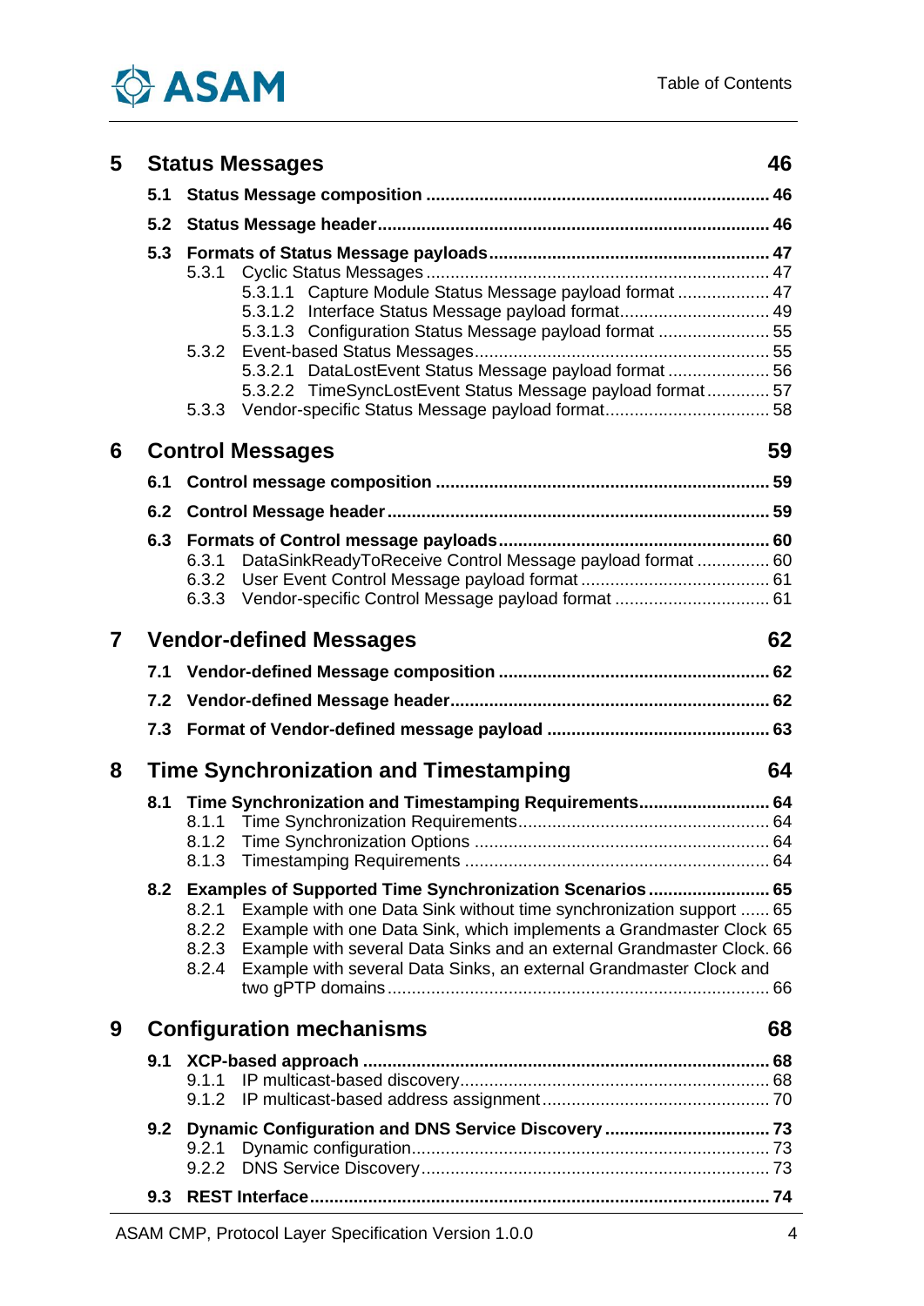**5 Status Messages** 46

- **5.1 Status Message composition** 46
- **5.2 Status Message header** 46
- **5.3 Formats of Status Message payloads** 47
  - 5.3.1 Cyclic Status Messages 47
    - 5.3.1.1 Capture Module Status Message payload format 47
    - 5.3.1.2 Interface Status Message payload format 49
    - 5.3.1.3 Configuration Status Message payload format 55
  - 5.3.2 Event-based Status Messages 55
    - 5.3.2.1 DataLostEvent Status Message payload format 56
    - 5.3.2.2 TimeSyncLostEvent Status Message payload format 57
  - 5.3.3 Vendor-specific Status Message payload format 58

**6 Control Messages** 59

- **6.1 Control message composition** 59
- **6.2 Control Message header** 59
- **6.3 Formats of Control message payloads** 60
  - 6.3.1 DataSinkReadyToReceive Control Message payload format 60
  - 6.3.2 User Event Control Message payload format 61
  - 6.3.3 Vendor-specific Control Message payload format 61

**7 Vendor-defined Messages** 62

- **7.1 Vendor-defined Message composition** 62
- **7.2 Vendor-defined Message header** 62
- **7.3 Format of Vendor-defined message payload** 63

**8 Time Synchronization and Timestamping** 64

- **8.1 Time Synchronization and Timestamping Requirements** 64
  - 8.1.1 Time Synchronization Requirements 64
  - 8.1.2 Time Synchronization Options 64
  - 8.1.3 Timestamping Requirements 64
- **8.2 Examples of Supported Time Synchronization Scenarios** 65
  - 8.2.1 Example with one Data Sink without time synchronization support 65
  - 8.2.2 Example with one Data Sink, which implements a Grandmaster Clock 65
  - 8.2.3 Example with several Data Sinks and an external Grandmaster Clock 66
  - 8.2.4 Example with several Data Sinks, an external Grandmaster Clock and two gPTP domains 66

**9 Configuration mechanisms** 68

- **9.1 XCP-based approach** 68
  - 9.1.1 IP multicast-based discovery 68
  - 9.1.2 IP multicast-based address assignment 70
- **9.2 Dynamic Configuration and DNS Service Discovery** 73
  - 9.2.1 Dynamic configuration 73
  - 9.2.2 DNS Service Discovery 73
- **9.3 REST Interface** 74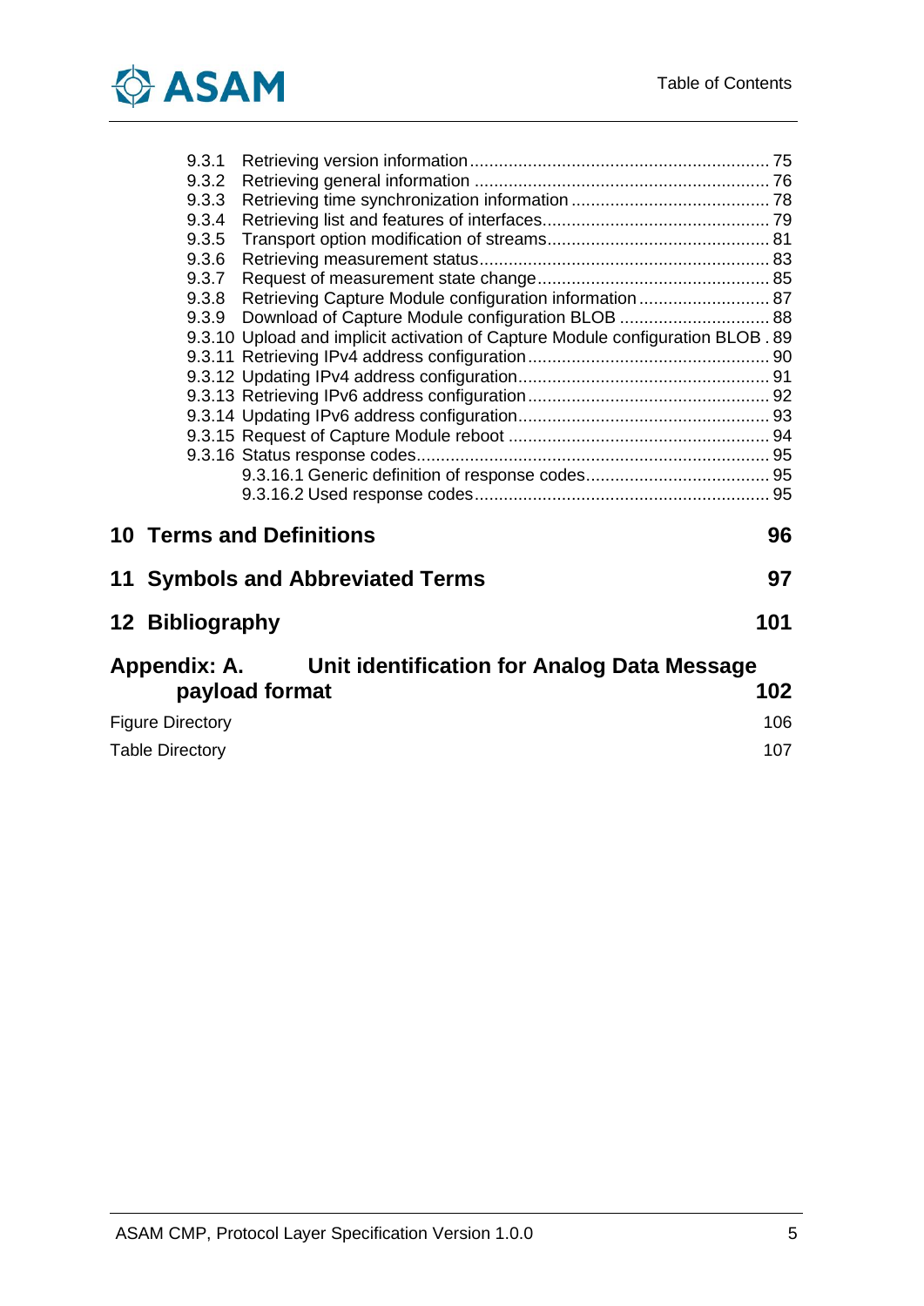9.3.1 Retrieving version information ............................................................. 75
9.3.2 Retrieving general information ............................................................ 76
9.3.3 Retrieving time synchronization information ......................................... 78
9.3.4 Retrieving list and features of interfaces............................................... 79
9.3.5 Transport option modification of streams............................................. 81
9.3.6 Retrieving measurement status........................................................... 83
9.3.7 Request of measurement state change................................................ 85
9.3.8 Retrieving Capture Module configuration information ........................... 87
9.3.9 Download of Capture Module configuration BLOB ............................... 88
9.3.10 Upload and implicit activation of Capture Module configuration BLOB . 89
9.3.11 Retrieving IPv4 address configuration.................................................. 90
9.3.12 Updating IPv4 address configuration................................................... 91
9.3.13 Retrieving IPv6 address configuration.................................................. 92
9.3.14 Updating IPv6 address configuration................................................... 93
9.3.15 Request of Capture Module reboot ..................................................... 94
9.3.16 Status response codes........................................................................ 95
9.3.16.1 Generic definition of response codes..................................... 95
9.3.16.2 Used response codes............................................................ 95

**10 Terms and Definitions** **96**

**11 Symbols and Abbreviated Terms** **97**

**12 Bibliography** **101**

**Appendix: A. Unit identification for Analog Data Message payload format** **102**

Figure Directory 106

Table Directory 107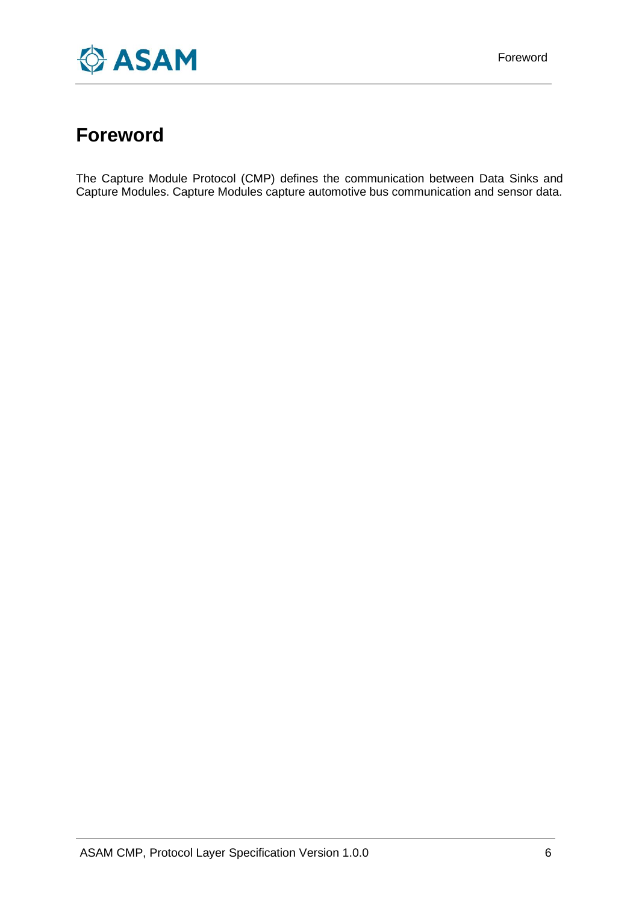# Foreword

The Capture Module Protocol (CMP) defines the communication between Data Sinks and Capture Modules. Capture Modules capture automotive bus communication and sensor data.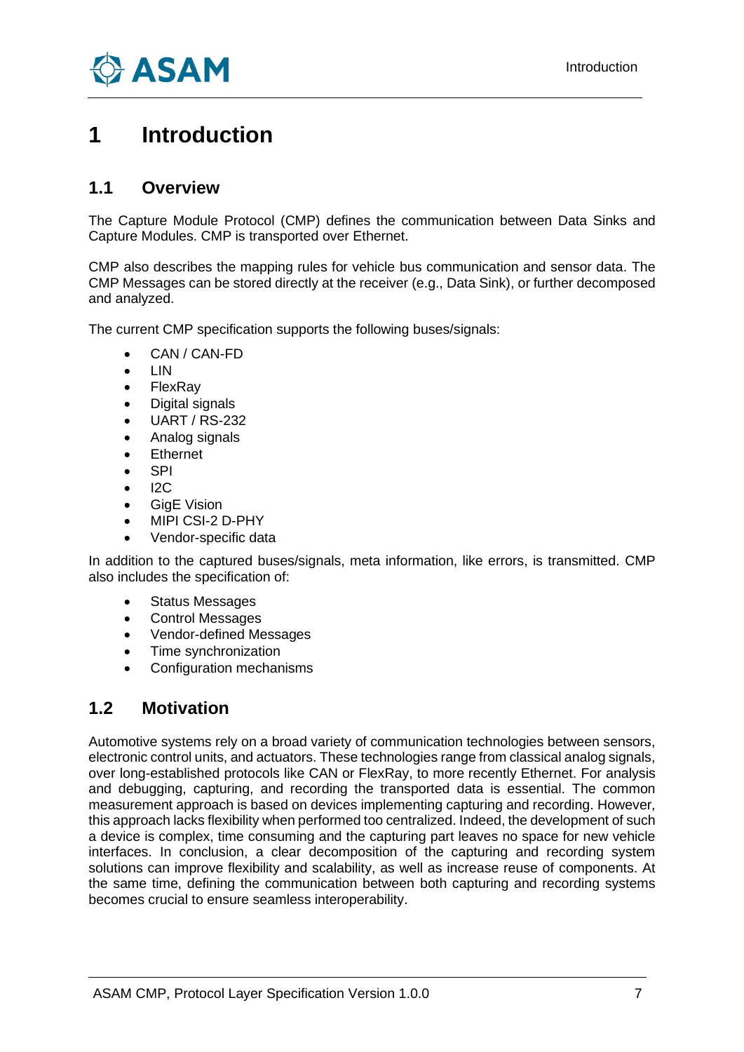# 1 Introduction

## 1.1 Overview

The Capture Module Protocol (CMP) defines the communication between Data Sinks and Capture Modules. CMP is transported over Ethernet.

CMP also describes the mapping rules for vehicle bus communication and sensor data. The CMP Messages can be stored directly at the receiver (e.g., Data Sink), or further decomposed and analyzed.

The current CMP specification supports the following buses/signals:

- CAN / CAN-FD
- LIN
- FlexRay
- Digital signals
- UART / RS-232
- Analog signals
- Ethernet
- SPI
- I2C
- GigE Vision
- MIPI CSI-2 D-PHY
- Vendor-specific data

In addition to the captured buses/signals, meta information, like errors, is transmitted. CMP also includes the specification of:

- Status Messages
- Control Messages
- Vendor-defined Messages
- Time synchronization
- Configuration mechanisms

## 1.2 Motivation

Automotive systems rely on a broad variety of communication technologies between sensors, electronic control units, and actuators. These technologies range from classical analog signals, over long-established protocols like CAN or FlexRay, to more recently Ethernet. For analysis and debugging, capturing, and recording the transported data is essential. The common measurement approach is based on devices implementing capturing and recording. However, this approach lacks flexibility when performed too centralized. Indeed, the development of such a device is complex, time consuming and the capturing part leaves no space for new vehicle interfaces. In conclusion, a clear decomposition of the capturing and recording system solutions can improve flexibility and scalability, as well as increase reuse of components. At the same time, defining the communication between both capturing and recording systems becomes crucial to ensure seamless interoperability.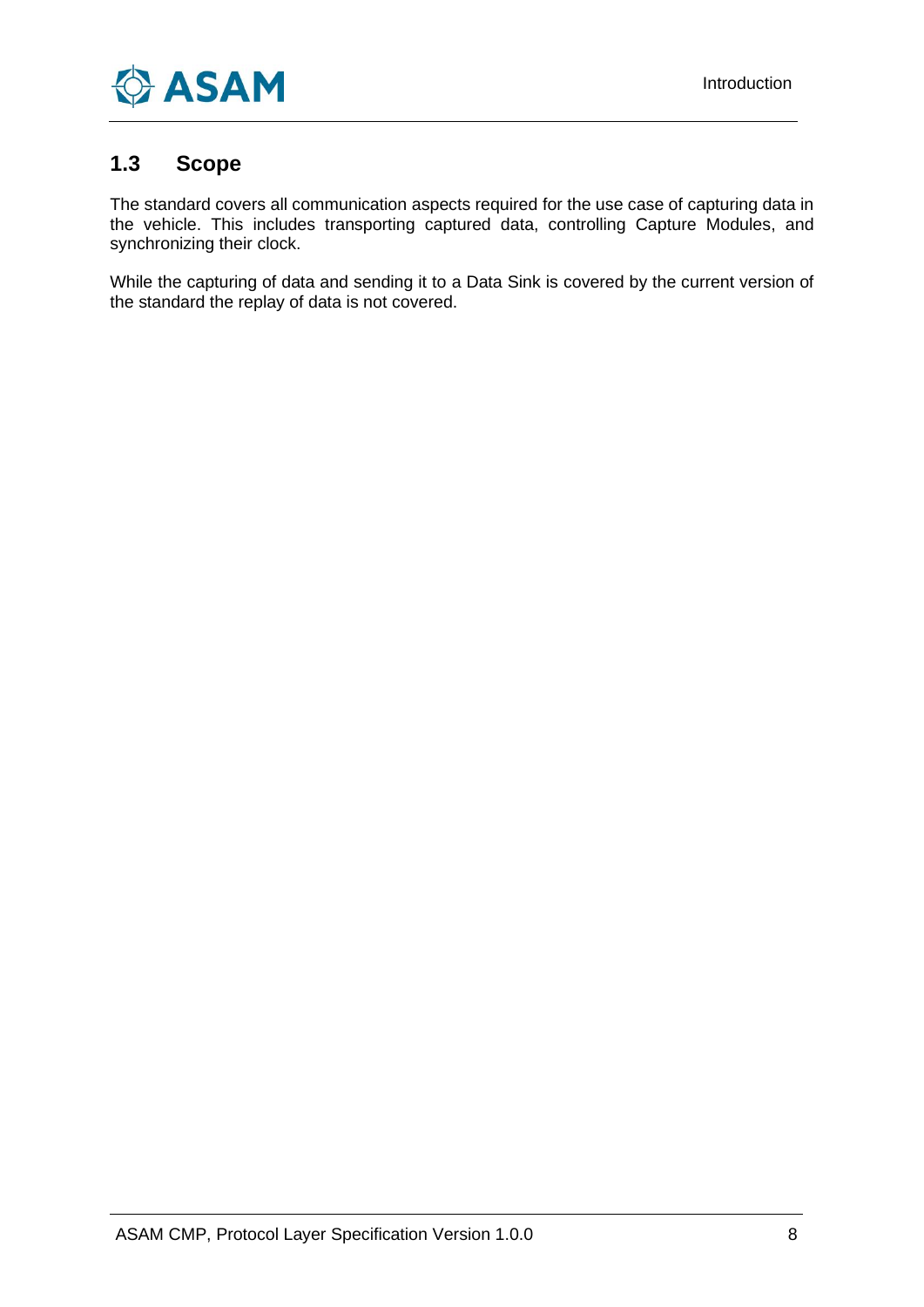## 1.3 Scope

The standard covers all communication aspects required for the use case of capturing data in the vehicle. This includes transporting captured data, controlling Capture Modules, and synchronizing their clock.

While the capturing of data and sending it to a Data Sink is covered by the current version of the standard the replay of data is not covered.